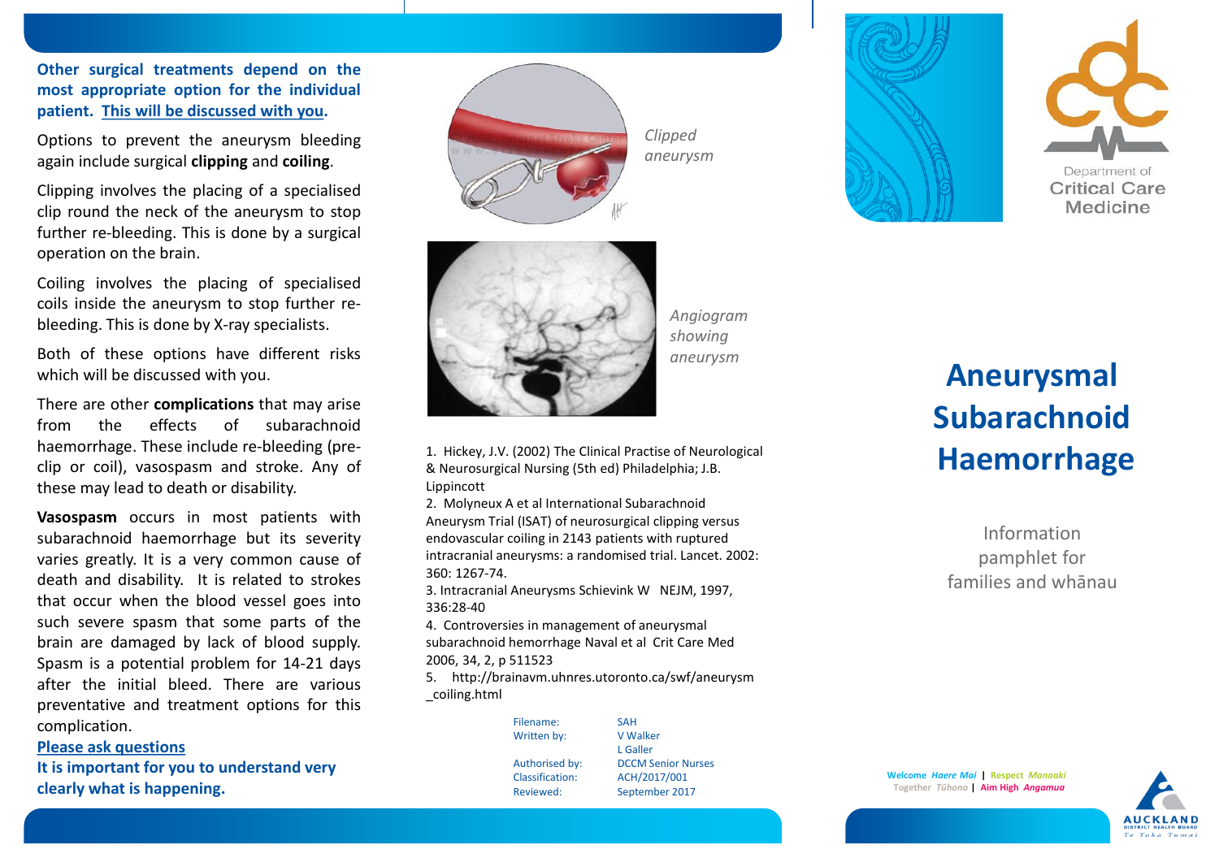**Other surgical treatments depend on the most appropriate option for the individual patient. This will be discussed with you.**

Options to prevent the aneurysm bleeding again include surgical **clipping** and **coiling**.

Clipping involves the placing of a specialised clip round the neck of the aneurysm to stop further re-bleeding. This is done by a surgical operation on the brain.

Coiling involves the placing of specialised coils inside the aneurysm to stop further re-bleeding. This is done by X-ray specialists.

Both of these options have different risks which will be discussed with you.

There are other **complications** that may arise from the effects of subarachnoid haemorrhage. These include re-bleeding (pre-clip or coil), vasospasm and stroke. Any of these may lead to death or disability.

**Vasospasm** occurs in most patients with subarachnoid haemorrhage but its severity varies greatly. It is a very common cause of death and disability. It is related to strokes that occur when the blood vessel goes into such severe spasm that some parts of the brain are damaged by lack of blood supply. Spasm is a potential problem for 14-21 days after the initial bleed. There are various preventative and treatment options for this complication.

**Please ask questions**

**It is important for you to understand very clearly what is happening.**

*Clipped aneurysm*

*Angiogram showing aneurysm*

1. Hickey, J.V. (2002) The Clinical Practise of Neurological & Neurosurgical Nursing (5th ed) Philadelphia; J.B. Lippincott
2. Molyneux A et al International Subarachnoid Aneurysm Trial (ISAT) of neurosurgical clipping versus endovascular coiling in 2143 patients with ruptured intracranial aneurysms: a randomised trial. Lancet. 2002: 360: 1267-74.
3. Intracranial Aneurysms Schievink W NEJM, 1997, 336:28-40
4. Controversies in management of aneurysmal subarachnoid hemorrhage Naval et al Crit Care Med 2006, 34, 2, p 511523
5. http://brainavm.uhnres.utoronto.ca/swf/aneurysm_coiling.html

| | |
|---|---|
| Filename: | SAH |
| Written by: | V Walker<br>L Galler |
| Authorised by: | DCCM Senior Nurses |
| Classification: | ACH/2017/001 |
| Reviewed: | September 2017 |

Department of Critical Care Medicine

# Aneurysmal Subarachnoid Haemorrhage

Information pamphlet for families and whānau

Welcome *Haere Mai* | Respect *Manaaki* | Together *Tūhono* | Aim High *Angamua*

AUCKLAND DISTRICT HEALTH BOARD
Te Toka Tumai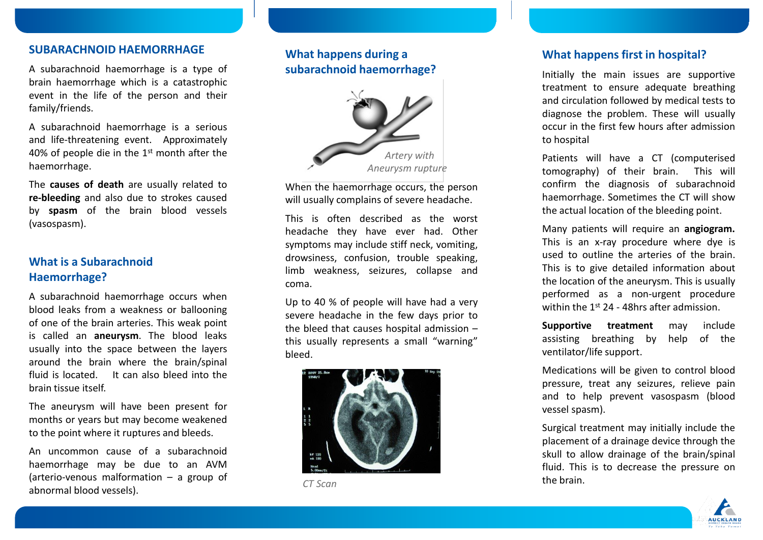## SUBARACHNOID HAEMORRHAGE

A subarachnoid haemorrhage is a type of brain haemorrhage which is a catastrophic event in the life of the person and their family/friends.

A subarachnoid haemorrhage is a serious and life-threatening event. Approximately 40% of people die in the 1st month after the haemorrhage.

The **causes of death** are usually related to **re-bleeding** and also due to strokes caused by **spasm** of the brain blood vessels (vasospasm).

## What is a Subarachnoid Haemorrhage?

A subarachnoid haemorrhage occurs when blood leaks from a weakness or ballooning of one of the brain arteries. This weak point is called an **aneurysm**. The blood leaks usually into the space between the layers around the brain where the brain/spinal fluid is located. It can also bleed into the brain tissue itself.

The aneurysm will have been present for months or years but may become weakened to the point where it ruptures and bleeds.

An uncommon cause of a subarachnoid haemorrhage may be due to an AVM (arterio-venous malformation – a group of abnormal blood vessels).

## What happens during a subarachnoid haemorrhage?

*Artery with Aneurysm rupture*

When the haemorrhage occurs, the person will usually complains of severe headache.

This is often described as the worst headache they have ever had. Other symptoms may include stiff neck, vomiting, drowsiness, confusion, trouble speaking, limb weakness, seizures, collapse and coma.

Up to 40 % of people will have had a very severe headache in the few days prior to the bleed that causes hospital admission – this usually represents a small "warning" bleed.

*CT Scan*

## What happens first in hospital?

Initially the main issues are supportive treatment to ensure adequate breathing and circulation followed by medical tests to diagnose the problem. These will usually occur in the first few hours after admission to hospital

Patients will have a CT (computerised tomography) of their brain. This will confirm the diagnosis of subarachnoid haemorrhage. Sometimes the CT will show the actual location of the bleeding point.

Many patients will require an **angiogram.** This is an x-ray procedure where dye is used to outline the arteries of the brain. This is to give detailed information about the location of the aneurysm. This is usually performed as a non-urgent procedure within the 1st 24 - 48hrs after admission.

**Supportive treatment** may include assisting breathing by help of the ventilator/life support.

Medications will be given to control blood pressure, treat any seizures, relieve pain and to help prevent vasospasm (blood vessel spasm).

Surgical treatment may initially include the placement of a drainage device through the skull to allow drainage of the brain/spinal fluid. This is to decrease the pressure on the brain.